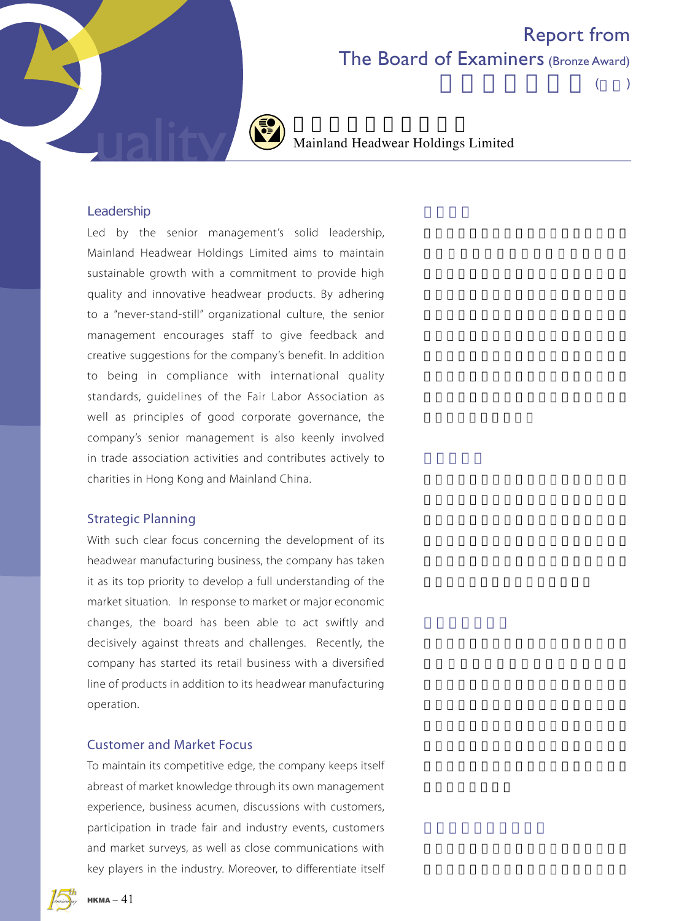# Report from The Board of Examiners (Bronze Award)

## Mainland Headwear Holdings Limited

### Leadership

Led by the senior management's solid leadership, Mainland Headwear Holdings Limited aims to maintain sustainable growth with a commitment to provide high quality and innovative headwear products. By adhering to a "never-stand-still" organizational culture, the senior management encourages staff to give feedback and creative suggestions for the company's benefit. In addition to being in compliance with international quality standards, guidelines of the Fair Labor Association as well as principles of good corporate governance, the company's senior management is also keenly involved in trade association activities and contributes actively to charities in Hong Kong and Mainland China.

### Strategic Planning

With such clear focus concerning the development of its headwear manufacturing business, the company has taken it as its top priority to develop a full understanding of the market situation. In response to market or major economic changes, the board has been able to act swiftly and decisively against threats and challenges. Recently, the company has started its retail business with a diversified line of products in addition to its headwear manufacturing operation.

### Customer and Market Focus

To maintain its competitive edge, the company keeps itself abreast of market knowledge through its own management experience, business acumen, discussions with customers, participation in trade fair and industry events, customers and market surveys, as well as close communications with key players in the industry. Moreover, to differentiate itself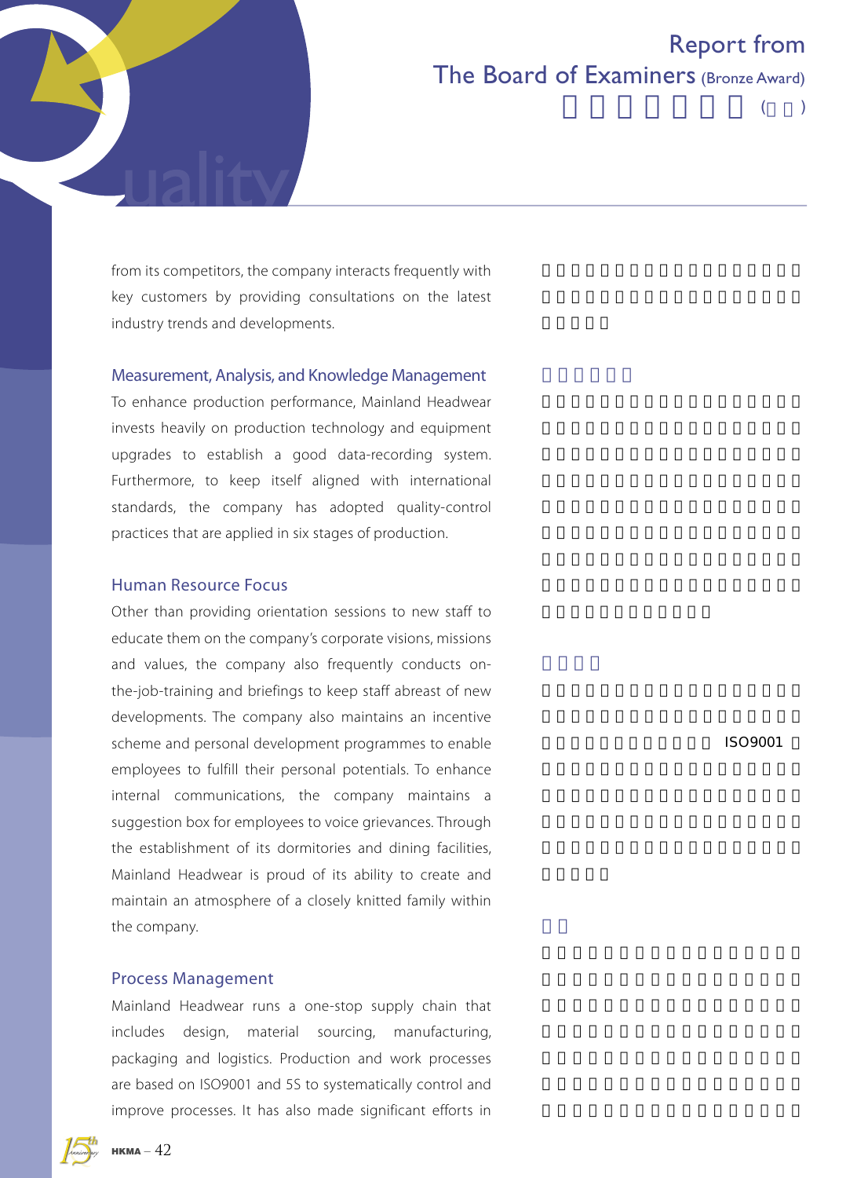from its competitors, the company interacts frequently with key customers by providing consultations on the latest industry trends and developments.

### Measurement, Analysis, and Knowledge Management

To enhance production performance, Mainland Headwear invests heavily on production technology and equipment upgrades to establish a good data-recording system. Furthermore, to keep itself aligned with international standards, the company has adopted quality-control practices that are applied in six stages of production.

### Human Resource Focus

Other than providing orientation sessions to new staff to educate them on the company's corporate visions, missions and values, the company also frequently conducts on-the-job-training and briefings to keep staff abreast of new developments. The company also maintains an incentive scheme and personal development programmes to enable employees to fulfill their personal potentials. To enhance internal communications, the company maintains a suggestion box for employees to voice grievances. Through the establishment of its dormitories and dining facilities, Mainland Headwear is proud of its ability to create and maintain an atmosphere of a closely knitted family within the company.

### Process Management

Mainland Headwear runs a one-stop supply chain that includes design, material sourcing, manufacturing, packaging and logistics. Production and work processes are based on ISO9001 and 5S to systematically control and improve processes. It has also made significant efforts in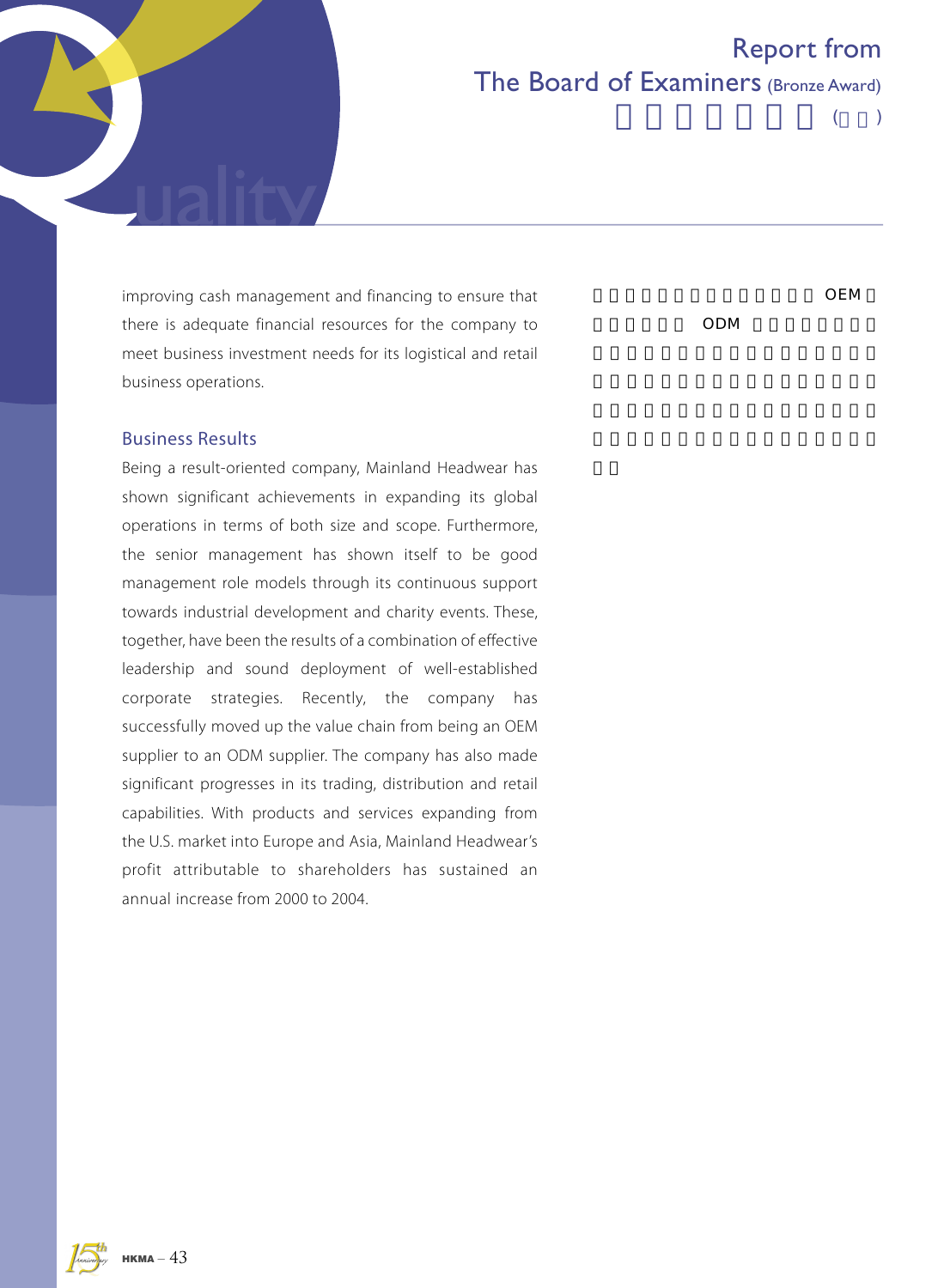improving cash management and financing to ensure that there is adequate financial resources for the company to meet business investment needs for its logistical and retail business operations.

## Business Results

Being a result-oriented company, Mainland Headwear has shown significant achievements in expanding its global operations in terms of both size and scope. Furthermore, the senior management has shown itself to be good management role models through its continuous support towards industrial development and charity events. These, together, have been the results of a combination of effective leadership and sound deployment of well-established corporate strategies. Recently, the company has successfully moved up the value chain from being an OEM supplier to an ODM supplier. The company has also made significant progresses in its trading, distribution and retail capabilities. With products and services expanding from the U.S. market into Europe and Asia, Mainland Headwear's profit attributable to shareholders has sustained an annual increase from 2000 to 2004.